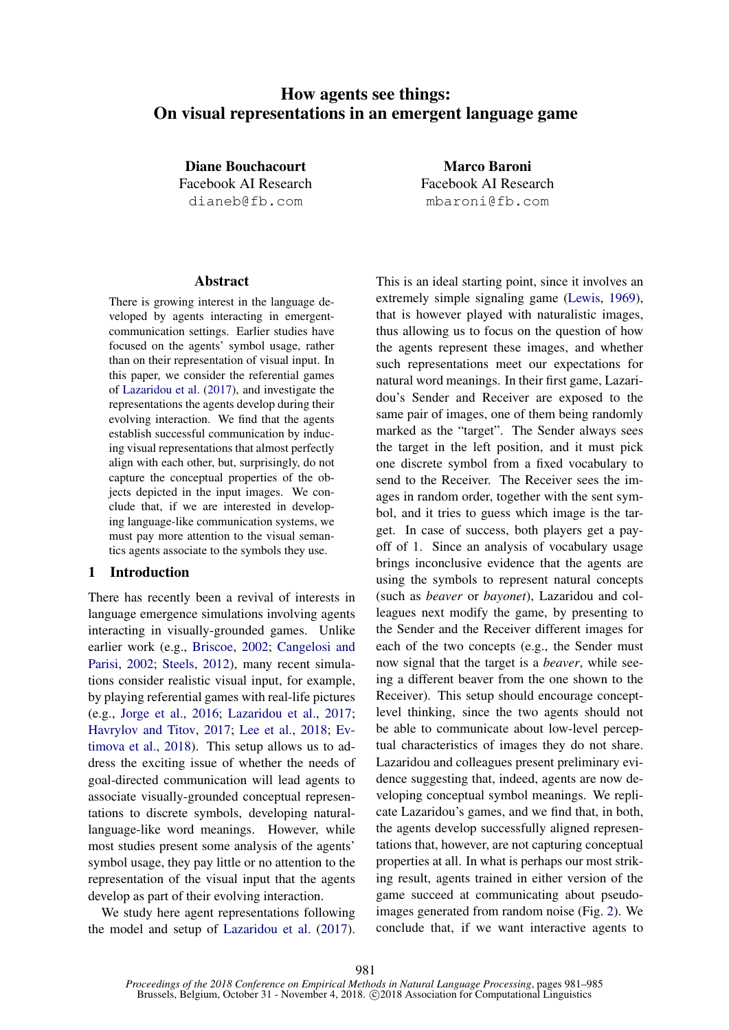# How agents see things: On visual representations in an emergent language game

**Diane Bouchacourt**
Facebook AI Research
dianeb@fb.com

**Marco Baroni**
Facebook AI Research
mbaroni@fb.com

## Abstract

There is growing interest in the language developed by agents interacting in emergent-communication settings. Earlier studies have focused on the agents' symbol usage, rather than on their representation of visual input. In this paper, we consider the referential games of Lazaridou et al. (2017), and investigate the representations the agents develop during their evolving interaction. We find that the agents establish successful communication by inducing visual representations that almost perfectly align with each other, but, surprisingly, do not capture the conceptual properties of the objects depicted in the input images. We conclude that, if we are interested in developing language-like communication systems, we must pay more attention to the visual semantics agents associate to the symbols they use.

## 1 Introduction

There has recently been a revival of interests in language emergence simulations involving agents interacting in visually-grounded games. Unlike earlier work (e.g., Briscoe, 2002; Cangelosi and Parisi, 2002; Steels, 2012), many recent simulations consider realistic visual input, for example, by playing referential games with real-life pictures (e.g., Jorge et al., 2016; Lazaridou et al., 2017; Havrylov and Titov, 2017; Lee et al., 2018; Evtimova et al., 2018). This setup allows us to address the exciting issue of whether the needs of goal-directed communication will lead agents to associate visually-grounded conceptual representations to discrete symbols, developing natural-language-like word meanings. However, while most studies present some analysis of the agents' symbol usage, they pay little or no attention to the representation of the visual input that the agents develop as part of their evolving interaction.

We study here agent representations following the model and setup of Lazaridou et al. (2017). This is an ideal starting point, since it involves an extremely simple signaling game (Lewis, 1969), that is however played with naturalistic images, thus allowing us to focus on the question of how the agents represent these images, and whether such representations meet our expectations for natural word meanings. In their first game, Lazaridou's Sender and Receiver are exposed to the same pair of images, one of them being randomly marked as the "target". The Sender always sees the target in the left position, and it must pick one discrete symbol from a fixed vocabulary to send to the Receiver. The Receiver sees the images in random order, together with the sent symbol, and it tries to guess which image is the target. In case of success, both players get a payoff of 1. Since an analysis of vocabulary usage brings inconclusive evidence that the agents are using the symbols to represent natural concepts (such as *beaver* or *bayonet*), Lazaridou and colleagues next modify the game, by presenting to the Sender and the Receiver different images for each of the two concepts (e.g., the Sender must now signal that the target is a *beaver*, while seeing a different beaver from the one shown to the Receiver). This setup should encourage concept-level thinking, since the two agents should not be able to communicate about low-level perceptual characteristics of images they do not share. Lazaridou and colleagues present preliminary evidence suggesting that, indeed, agents are now developing conceptual symbol meanings. We replicate Lazaridou's games, and we find that, in both, the agents develop successfully aligned representations that, however, are not capturing conceptual properties at all. In what is perhaps our most striking result, agents trained in either version of the game succeed at communicating about pseudo-images generated from random noise (Fig. 2). We conclude that, if we want interactive agents to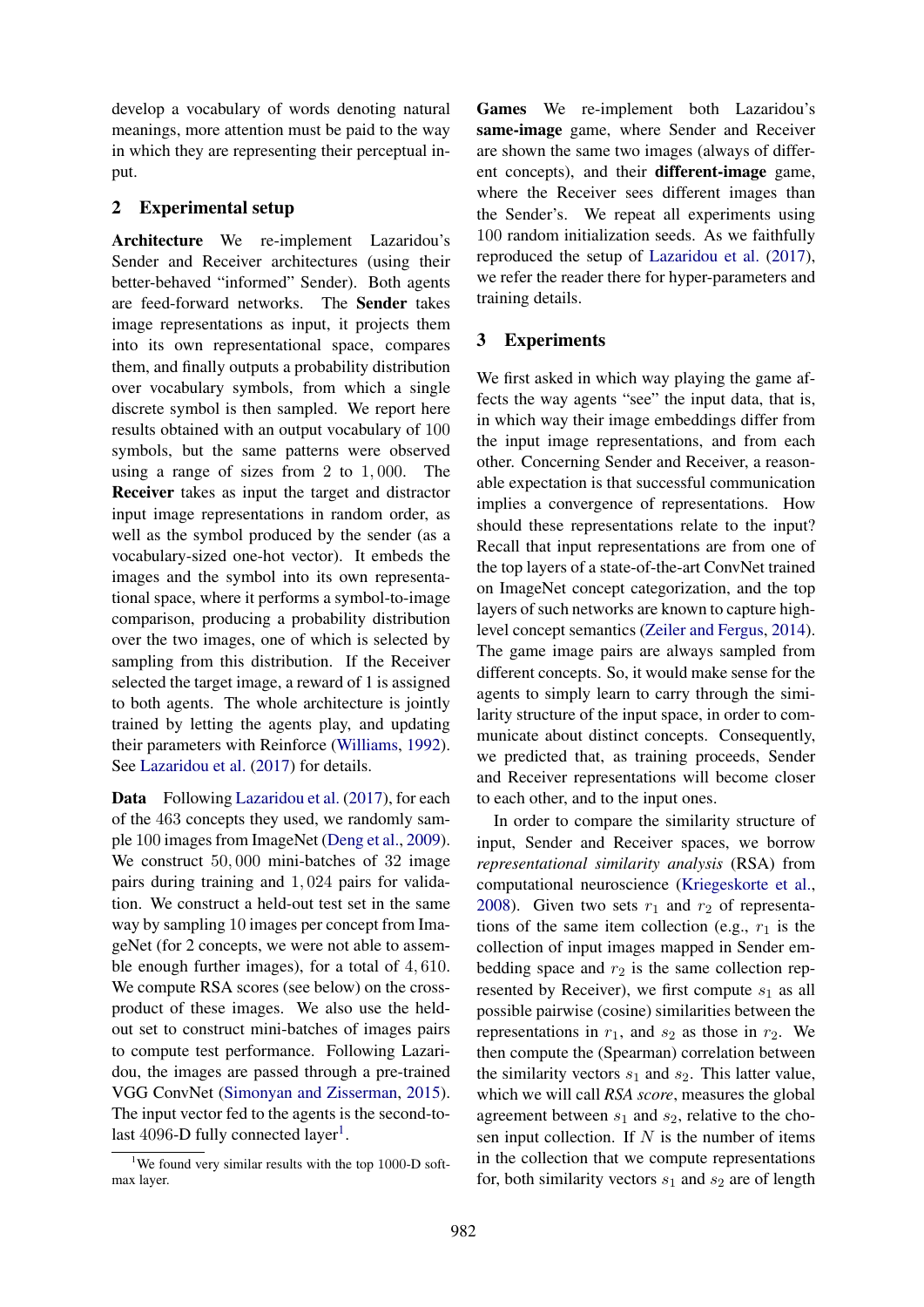develop a vocabulary of words denoting natural meanings, more attention must be paid to the way in which they are representing their perceptual input.

## 2 Experimental setup

**Architecture** We re-implement Lazaridou's Sender and Receiver architectures (using their better-behaved "informed" Sender). Both agents are feed-forward networks. The **Sender** takes image representations as input, it projects them into its own representational space, compares them, and finally outputs a probability distribution over vocabulary symbols, from which a single discrete symbol is then sampled. We report here results obtained with an output vocabulary of 100 symbols, but the same patterns were observed using a range of sizes from 2 to 1,000. The **Receiver** takes as input the target and distractor input image representations in random order, as well as the symbol produced by the sender (as a vocabulary-sized one-hot vector). It embeds the images and the symbol into its own representational space, where it performs a symbol-to-image comparison, producing a probability distribution over the two images, one of which is selected by sampling from this distribution. If the Receiver selected the target image, a reward of 1 is assigned to both agents. The whole architecture is jointly trained by letting the agents play, and updating their parameters with Reinforce (Williams, 1992). See Lazaridou et al. (2017) for details.

**Data** Following Lazaridou et al. (2017), for each of the 463 concepts they used, we randomly sample 100 images from ImageNet (Deng et al., 2009). We construct 50,000 mini-batches of 32 image pairs during training and 1,024 pairs for validation. We construct a held-out test set in the same way by sampling 10 images per concept from ImageNet (for 2 concepts, we were not able to assemble enough further images), for a total of 4,610. We compute RSA scores (see below) on the cross-product of these images. We also use the held-out set to construct mini-batches of images pairs to compute test performance. Following Lazaridou, the images are passed through a pre-trained VGG ConvNet (Simonyan and Zisserman, 2015). The input vector fed to the agents is the second-to-last 4096-D fully connected layer[1].

[1]We found very similar results with the top 1000-D softmax layer.

**Games** We re-implement both Lazaridou's **same-image** game, where Sender and Receiver are shown the same two images (always of different concepts), and their **different-image** game, where the Receiver sees different images than the Sender's. We repeat all experiments using 100 random initialization seeds. As we faithfully reproduced the setup of Lazaridou et al. (2017), we refer the reader there for hyper-parameters and training details.

## 3 Experiments

We first asked in which way playing the game affects the way agents "see" the input data, that is, in which way their image embeddings differ from the input image representations, and from each other. Concerning Sender and Receiver, a reasonable expectation is that successful communication implies a convergence of representations. How should these representations relate to the input? Recall that input representations are from one of the top layers of a state-of-the-art ConvNet trained on ImageNet concept categorization, and the top layers of such networks are known to capture high-level concept semantics (Zeiler and Fergus, 2014). The game image pairs are always sampled from different concepts. So, it would make sense for the agents to simply learn to carry through the similarity structure of the input space, in order to communicate about distinct concepts. Consequently, we predicted that, as training proceeds, Sender and Receiver representations will become closer to each other, and to the input ones.

In order to compare the similarity structure of input, Sender and Receiver spaces, we borrow *representational similarity analysis* (RSA) from computational neuroscience (Kriegeskorte et al., 2008). Given two sets $r_1$ and $r_2$ of representations of the same item collection (e.g., $r_1$ is the collection of input images mapped in Sender embedding space and $r_2$ is the same collection represented by Receiver), we first compute $s_1$ as all possible pairwise (cosine) similarities between the representations in $r_1$, and $s_2$ as those in $r_2$. We then compute the (Spearman) correlation between the similarity vectors $s_1$ and $s_2$. This latter value, which we will call *RSA score*, measures the global agreement between $s_1$ and $s_2$, relative to the chosen input collection. If $N$ is the number of items in the collection that we compute representations for, both similarity vectors $s_1$ and $s_2$ are of length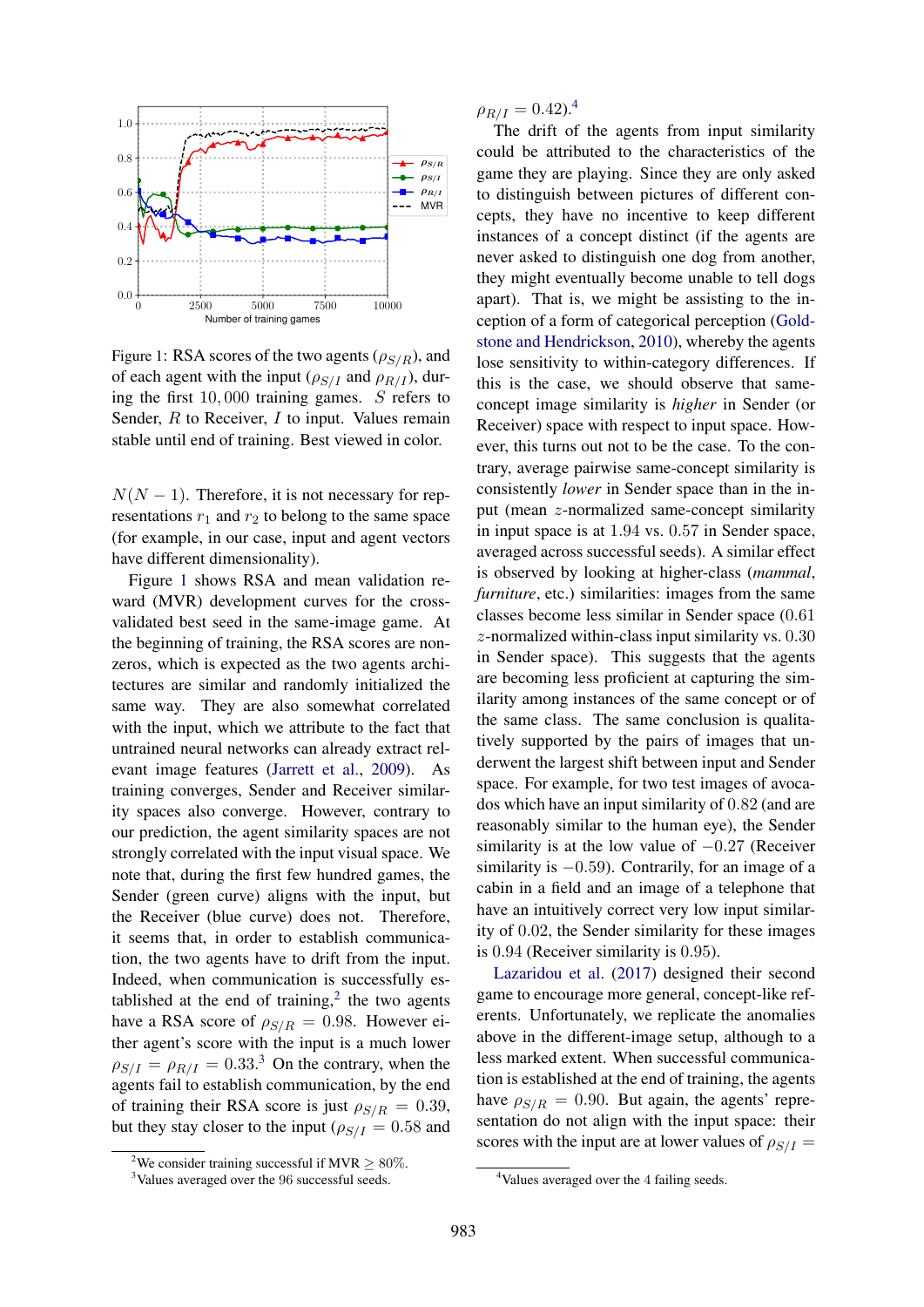Figure 1: RSA scores of the two agents ($\rho_{S/R}$), and of each agent with the input ($\rho_{S/I}$ and $\rho_{R/I}$), during the first 10,000 training games. $S$ refers to Sender, $R$ to Receiver, $I$ to input. Values remain stable until end of training. Best viewed in color.

$N(N-1)$. Therefore, it is not necessary for representations $r_1$ and $r_2$ to belong to the same space (for example, in our case, input and agent vectors have different dimensionality).

Figure 1 shows RSA and mean validation reward (MVR) development curves for the cross-validated best seed in the same-image game. At the beginning of training, the RSA scores are non-zeros, which is expected as the two agents architectures are similar and randomly initialized the same way. They are also somewhat correlated with the input, which we attribute to the fact that untrained neural networks can already extract relevant image features (Jarrett et al., 2009). As training converges, Sender and Receiver similarity spaces also converge. However, contrary to our prediction, the agent similarity spaces are not strongly correlated with the input visual space. We note that, during the first few hundred games, the Sender (green curve) aligns with the input, but the Receiver (blue curve) does not. Therefore, it seems that, in order to establish communication, the two agents have to drift from the input. Indeed, when communication is successfully established at the end of training,[2] the two agents have a RSA score of $\rho_{S/R} = 0.98$. However either agent's score with the input is a much lower $\rho_{S/I} = \rho_{R/I} = 0.33$.[3] On the contrary, when the agents fail to establish communication, by the end of training their RSA score is just $\rho_{S/R} = 0.39$, but they stay closer to the input ($\rho_{S/I} = 0.58$ and $\rho_{R/I} = 0.42$).[4]

[2] We consider training successful if MVR $\geq$ 80%.

[3] Values averaged over the 96 successful seeds.

[4] Values averaged over the 4 failing seeds.

The drift of the agents from input similarity could be attributed to the characteristics of the game they are playing. Since they are only asked to distinguish between pictures of different concepts, they have no incentive to keep different instances of a concept distinct (if the agents are never asked to distinguish one dog from another, they might eventually become unable to tell dogs apart). That is, we might be assisting to the inception of a form of categorical perception (Goldstone and Hendrickson, 2010), whereby the agents lose sensitivity to within-category differences. If this is the case, we should observe that same-concept image similarity is *higher* in Sender (or Receiver) space with respect to input space. However, this turns out not to be the case. To the contrary, average pairwise same-concept similarity is consistently *lower* in Sender space than in the input (mean $z$-normalized same-concept similarity in input space is at 1.94 vs. 0.57 in Sender space, averaged across successful seeds). A similar effect is observed by looking at higher-class (*mammal*, *furniture*, etc.) similarities: images from the same classes become less similar in Sender space (0.61 $z$-normalized within-class input similarity vs. 0.30 in Sender space). This suggests that the agents are becoming less proficient at capturing the similarity among instances of the same concept or of the same class. The same conclusion is qualitatively supported by the pairs of images that underwent the largest shift between input and Sender space. For example, for two test images of avocados which have an input similarity of 0.82 (and are reasonably similar to the human eye), the Sender similarity is at the low value of $-0.27$ (Receiver similarity is $-0.59$). Contrarily, for an image of a cabin in a field and an image of a telephone that have an intuitively correct very low input similarity of 0.02, the Sender similarity for these images is 0.94 (Receiver similarity is 0.95).

Lazaridou et al. (2017) designed their second game to encourage more general, concept-like referents. Unfortunately, we replicate the anomalies above in the different-image setup, although to a less marked extent. When successful communication is established at the end of training, the agents have $\rho_{S/R} = 0.90$. But again, the agents' representation do not align with the input space: their scores with the input are at lower values of $\rho_{S/I} =$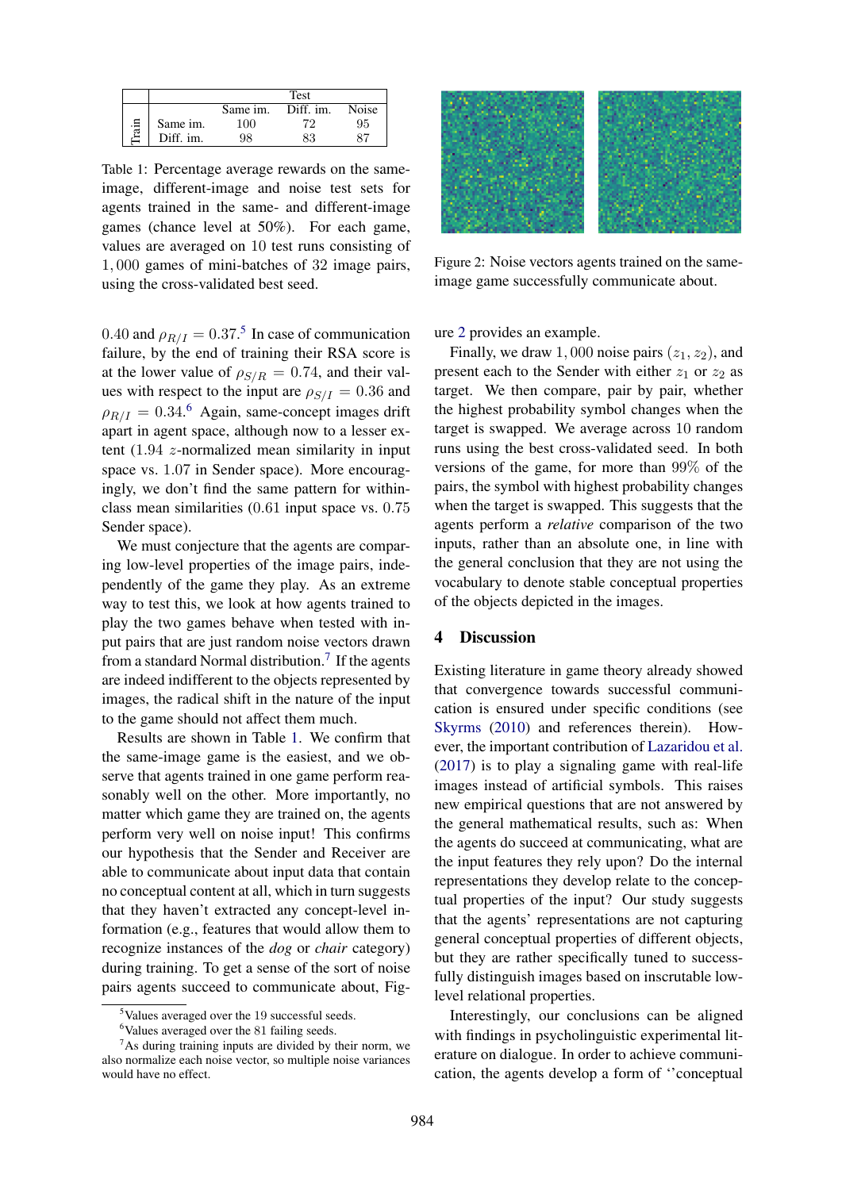| Train | | Test | | |
|---|---|---|---|---|
| | | Same im. | Diff. im. | Noise |
| | Same im. | 100 | 72 | 95 |
| | Diff. im. | 98 | 83 | 87 |

Table 1: Percentage average rewards on the same-image, different-image and noise test sets for agents trained in the same- and different-image games (chance level at 50%). For each game, values are averaged on 10 test runs consisting of 1,000 games of mini-batches of 32 image pairs, using the cross-validated best seed.

$0.40$ and $\rho_{R/I} = 0.37$.[5] In case of communication failure, by the end of training their RSA score is at the lower value of $\rho_{S/R} = 0.74$, and their values with respect to the input are $\rho_{S/I} = 0.36$ and $\rho_{R/I} = 0.34$.[6] Again, same-concept images drift apart in agent space, although now to a lesser extent (1.94 $z$-normalized mean similarity in input space vs. 1.07 in Sender space). More encouragingly, we don't find the same pattern for within-class mean similarities (0.61 input space vs. 0.75 Sender space).

We must conjecture that the agents are comparing low-level properties of the image pairs, independently of the game they play. As an extreme way to test this, we look at how agents trained to play the two games behave when tested with input pairs that are just random noise vectors drawn from a standard Normal distribution.[7] If the agents are indeed indifferent to the objects represented by images, the radical shift in the nature of the input to the game should not affect them much.

Results are shown in Table 1. We confirm that the same-image game is the easiest, and we observe that agents trained in one game perform reasonably well on the other. More importantly, no matter which game they are trained on, the agents perform very well on noise input! This confirms our hypothesis that the Sender and Receiver are able to communicate about input data that contain no conceptual content at all, which in turn suggests that they haven't extracted any concept-level information (e.g., features that would allow them to recognize instances of the *dog* or *chair* category) during training. To get a sense of the sort of noise pairs agents succeed to communicate about, Figure 2 provides an example.

Figure 2: Noise vectors agents trained on the same-image game successfully communicate about.

Finally, we draw 1,000 noise pairs $(z_1, z_2)$, and present each to the Sender with either $z_1$ or $z_2$ as target. We then compare, pair by pair, whether the highest probability symbol changes when the target is swapped. We average across 10 random runs using the best cross-validated seed. In both versions of the game, for more than 99% of the pairs, the symbol with highest probability changes when the target is swapped. This suggests that the agents perform a *relative* comparison of the two inputs, rather than an absolute one, in line with the general conclusion that they are not using the vocabulary to denote stable conceptual properties of the objects depicted in the images.

## 4 Discussion

Existing literature in game theory already showed that convergence towards successful communication is ensured under specific conditions (see Skyrms (2010) and references therein). However, the important contribution of Lazaridou et al. (2017) is to play a signaling game with real-life images instead of artificial symbols. This raises new empirical questions that are not answered by the general mathematical results, such as: When the agents do succeed at communicating, what are the input features they rely upon? Do the internal representations they develop relate to the conceptual properties of the input? Our study suggests that the agents' representations are not capturing general conceptual properties of different objects, but they are rather specifically tuned to successfully distinguish images based on inscrutable low-level relational properties.

Interestingly, our conclusions can be aligned with findings in psycholinguistic experimental literature on dialogue. In order to achieve communication, the agents develop a form of ''conceptual

[5] Values averaged over the 19 successful seeds.

[6] Values averaged over the 81 failing seeds.

[7] As during training inputs are divided by their norm, we also normalize each noise vector, so multiple noise variances would have no effect.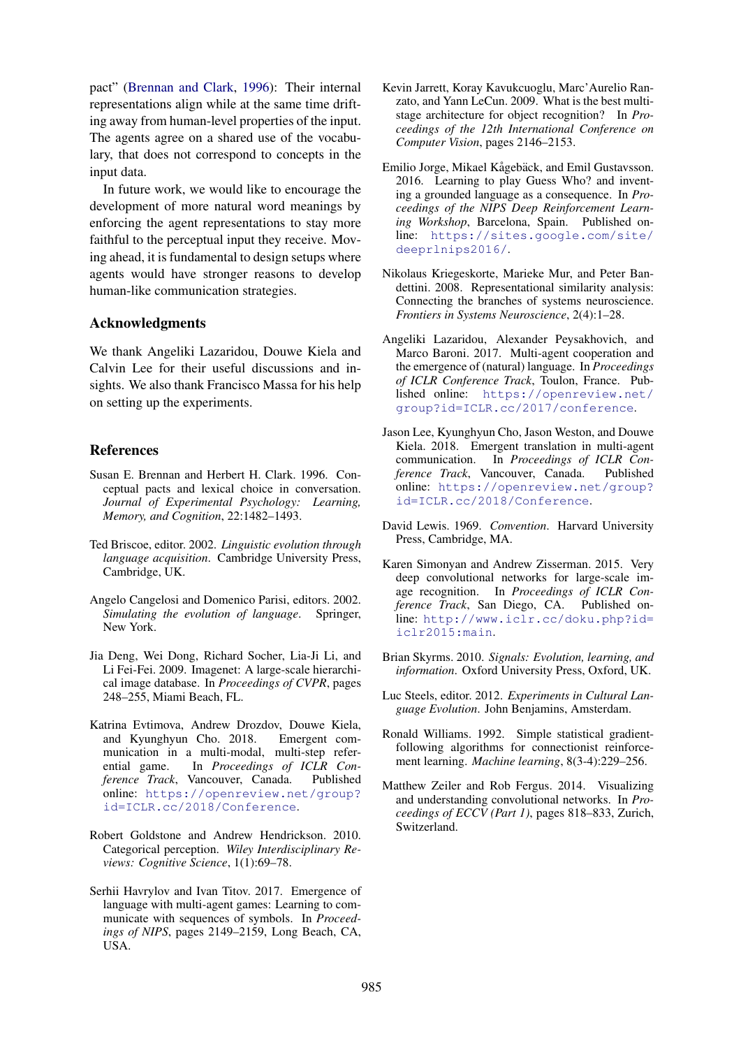pact" (Brennan and Clark, 1996): Their internal representations align while at the same time drifting away from human-level properties of the input. The agents agree on a shared use of the vocabulary, that does not correspond to concepts in the input data.

In future work, we would like to encourage the development of more natural word meanings by enforcing the agent representations to stay more faithful to the perceptual input they receive. Moving ahead, it is fundamental to design setups where agents would have stronger reasons to develop human-like communication strategies.

## Acknowledgments

We thank Angeliki Lazaridou, Douwe Kiela and Calvin Lee for their useful discussions and insights. We also thank Francisco Massa for his help on setting up the experiments.

## References

Susan E. Brennan and Herbert H. Clark. 1996. Conceptual pacts and lexical choice in conversation. *Journal of Experimental Psychology: Learning, Memory, and Cognition*, 22:1482–1493.

Ted Briscoe, editor. 2002. *Linguistic evolution through language acquisition*. Cambridge University Press, Cambridge, UK.

Angelo Cangelosi and Domenico Parisi, editors. 2002. *Simulating the evolution of language*. Springer, New York.

Jia Deng, Wei Dong, Richard Socher, Lia-Ji Li, and Li Fei-Fei. 2009. Imagenet: A large-scale hierarchical image database. In *Proceedings of CVPR*, pages 248–255, Miami Beach, FL.

Katrina Evtimova, Andrew Drozdov, Douwe Kiela, and Kyunghyun Cho. 2018. Emergent communication in a multi-modal, multi-step referential game. In *Proceedings of ICLR Conference Track*, Vancouver, Canada. Published online: https://openreview.net/group?id=ICLR.cc/2018/Conference.

Robert Goldstone and Andrew Hendrickson. 2010. Categorical perception. *Wiley Interdisciplinary Reviews: Cognitive Science*, 1(1):69–78.

Serhii Havrylov and Ivan Titov. 2017. Emergence of language with multi-agent games: Learning to communicate with sequences of symbols. In *Proceedings of NIPS*, pages 2149–2159, Long Beach, CA, USA.

Kevin Jarrett, Koray Kavukcuoglu, Marc'Aurelio Ranzato, and Yann LeCun. 2009. What is the best multi-stage architecture for object recognition? In *Proceedings of the 12th International Conference on Computer Vision*, pages 2146–2153.

Emilio Jorge, Mikael Kågebäck, and Emil Gustavsson. 2016. Learning to play Guess Who? and inventing a grounded language as a consequence. In *Proceedings of the NIPS Deep Reinforcement Learning Workshop*, Barcelona, Spain. Published online: https://sites.google.com/site/deeprlnips2016/.

Nikolaus Kriegeskorte, Marieke Mur, and Peter Bandettini. 2008. Representational similarity analysis: Connecting the branches of systems neuroscience. *Frontiers in Systems Neuroscience*, 2(4):1–28.

Angeliki Lazaridou, Alexander Peysakhovich, and Marco Baroni. 2017. Multi-agent cooperation and the emergence of (natural) language. In *Proceedings of ICLR Conference Track*, Toulon, France. Published online: https://openreview.net/group?id=ICLR.cc/2017/conference.

Jason Lee, Kyunghyun Cho, Jason Weston, and Douwe Kiela. 2018. Emergent translation in multi-agent communication. In *Proceedings of ICLR Conference Track*, Vancouver, Canada. Published online: https://openreview.net/group?id=ICLR.cc/2018/Conference.

David Lewis. 1969. *Convention*. Harvard University Press, Cambridge, MA.

Karen Simonyan and Andrew Zisserman. 2015. Very deep convolutional networks for large-scale image recognition. In *Proceedings of ICLR Conference Track*, San Diego, CA. Published online: http://www.iclr.cc/doku.php?id=iclr2015:main.

Brian Skyrms. 2010. *Signals: Evolution, learning, and information*. Oxford University Press, Oxford, UK.

Luc Steels, editor. 2012. *Experiments in Cultural Language Evolution*. John Benjamins, Amsterdam.

Ronald Williams. 1992. Simple statistical gradient-following algorithms for connectionist reinforcement learning. *Machine learning*, 8(3-4):229–256.

Matthew Zeiler and Rob Fergus. 2014. Visualizing and understanding convolutional networks. In *Proceedings of ECCV (Part 1)*, pages 818–833, Zurich, Switzerland.